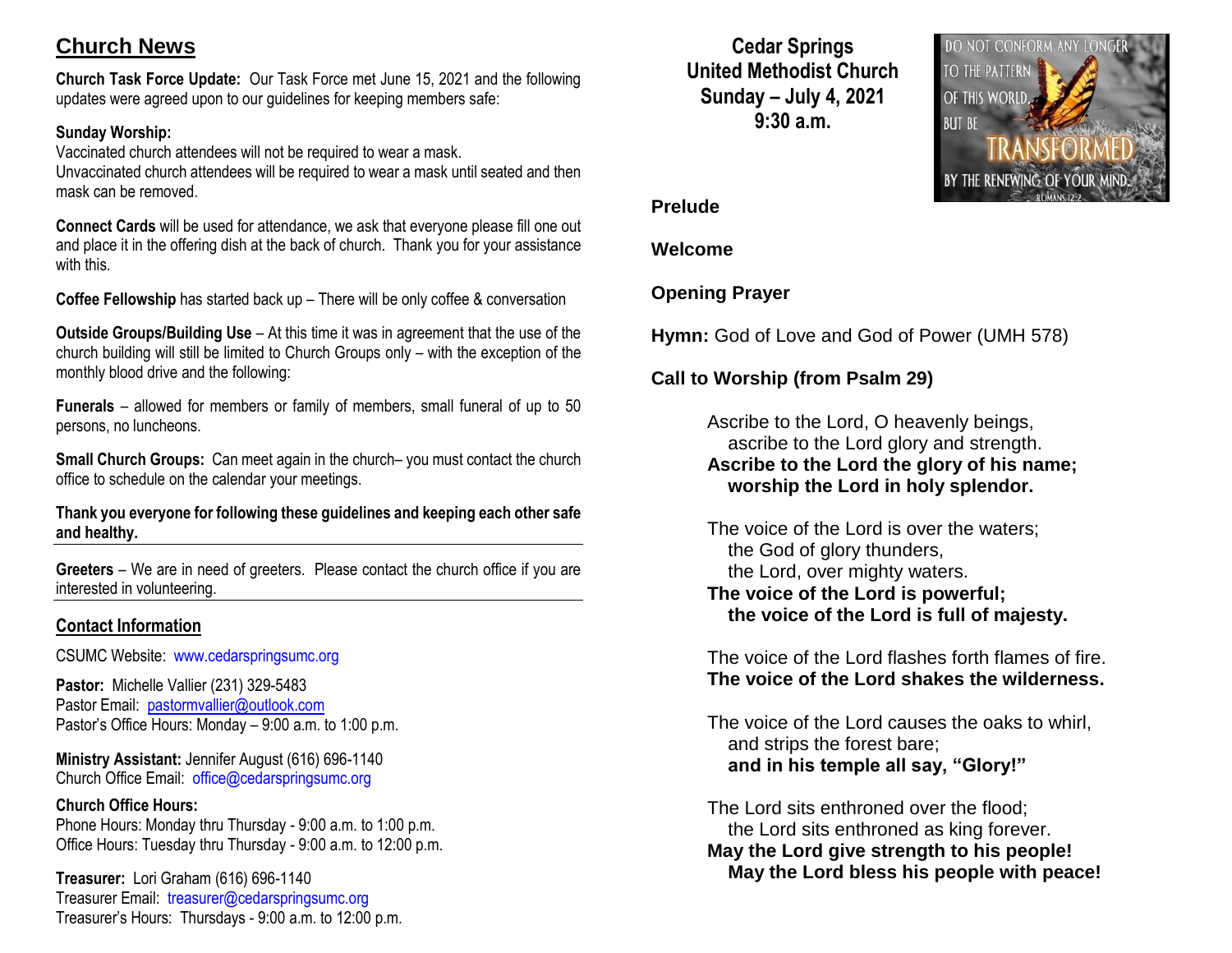## Church News

**Church Task Force Update:** Our Task Force met June 15, 2021 and the following updates were agreed upon to our guidelines for keeping members safe:

**Sunday Worship:**
Vaccinated church attendees will not be required to wear a mask.
Unvaccinated church attendees will be required to wear a mask until seated and then mask can be removed.

**Connect Cards** will be used for attendance, we ask that everyone please fill one out and place it in the offering dish at the back of church. Thank you for your assistance with this.

**Coffee Fellowship** has started back up – There will be only coffee & conversation

**Outside Groups/Building Use** – At this time it was in agreement that the use of the church building will still be limited to Church Groups only – with the exception of the monthly blood drive and the following:

**Funerals** – allowed for members or family of members, small funeral of up to 50 persons, no luncheons.

**Small Church Groups:** Can meet again in the church– you must contact the church office to schedule on the calendar your meetings.

**Thank you everyone for following these guidelines and keeping each other safe and healthy.**

---

**Greeters** – We are in need of greeters. Please contact the church office if you are interested in volunteering.

---

### Contact Information

CSUMC Website: www.cedarspringsumc.org

**Pastor:** Michelle Vallier (231) 329-5483
Pastor Email: pastormvallier@outlook.com
Pastor's Office Hours: Monday – 9:00 a.m. to 1:00 p.m.

**Ministry Assistant:** Jennifer August (616) 696-1140
Church Office Email: office@cedarspringsumc.org

**Church Office Hours:**
Phone Hours: Monday thru Thursday - 9:00 a.m. to 1:00 p.m.
Office Hours: Tuesday thru Thursday - 9:00 a.m. to 12:00 p.m.

**Treasurer:** Lori Graham (616) 696-1140
Treasurer Email: treasurer@cedarspringsumc.org
Treasurer's Hours: Thursdays - 9:00 a.m. to 12:00 p.m.

# Cedar Springs United Methodist Church Sunday – July 4, 2021 9:30 a.m.

DO NOT CONFORM ANY LONGER TO THE PATTERN OF THIS WORLD, BUT BE TRANSFORMED BY THE RENEWING OF YOUR MIND. ROMANS 12:2

**Prelude**

**Welcome**

**Opening Prayer**

**Hymn:** God of Love and God of Power (UMH 578)

**Call to Worship (from Psalm 29)**

Ascribe to the Lord, O heavenly beings,
ascribe to the Lord glory and strength.
**Ascribe to the Lord the glory of his name;**
**worship the Lord in holy splendor.**

The voice of the Lord is over the waters;
the God of glory thunders,
the Lord, over mighty waters.
**The voice of the Lord is powerful;**
**the voice of the Lord is full of majesty.**

The voice of the Lord flashes forth flames of fire.
**The voice of the Lord shakes the wilderness.**

The voice of the Lord causes the oaks to whirl,
and strips the forest bare;
**and in his temple all say, "Glory!"**

The Lord sits enthroned over the flood;
the Lord sits enthroned as king forever.
**May the Lord give strength to his people!**
**May the Lord bless his people with peace!**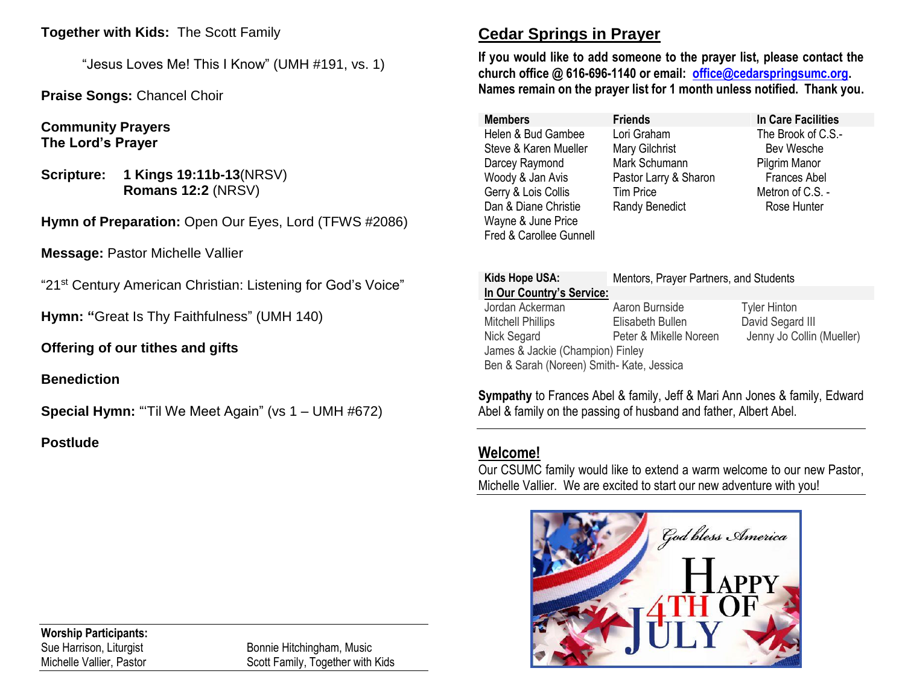**Together with Kids:** The Scott Family

"Jesus Loves Me! This I Know" (UMH #191, vs. 1)

**Praise Songs:** Chancel Choir

**Community Prayers**
**The Lord's Prayer**

**Scripture:** **1 Kings 19:11b-13**(NRSV)
**Romans 12:2** (NRSV)

**Hymn of Preparation:** Open Our Eyes, Lord (TFWS #2086)

**Message:** Pastor Michelle Vallier

"21st Century American Christian: Listening for God's Voice"

**Hymn: "**Great Is Thy Faithfulness" (UMH 140)

**Offering of our tithes and gifts**

**Benediction**

**Special Hymn:** "'Til We Meet Again" (vs 1 – UMH #672)

**Postlude**

**Worship Participants:**

| | |
|---|---|
| Sue Harrison, Liturgist | Bonnie Hitchingham, Music |
| Michelle Vallier, Pastor | Scott Family, Together with Kids |

## Cedar Springs in Prayer

**If you would like to add someone to the prayer list, please contact the church office @ 616-696-1140 or email: office@cedarspringsumc.org. Names remain on the prayer list for 1 month unless notified. Thank you.**

| Members | Friends | In Care Facilities |
|---|---|---|
| Helen & Bud Gambee | Lori Graham | The Brook of C.S.- Bev Wesche |
| Steve & Karen Mueller | Mary Gilchrist | Pilgrim Manor Frances Abel |
| Darcey Raymond | Mark Schumann | Metron of C.S. - Rose Hunter |
| Woody & Jan Avis | Pastor Larry & Sharon | |
| Gerry & Lois Collis | Tim Price | |
| Dan & Diane Christie | Randy Benedict | |
| Wayne & June Price | | |
| Fred & Carollee Gunnell | | |

**Kids Hope USA:** Mentors, Prayer Partners, and Students

**In Our Country's Service:**

| | | |
|---|---|---|
| Jordan Ackerman | Aaron Burnside | Tyler Hinton |
| Mitchell Phillips | Elisabeth Bullen | David Segard III |
| Nick Segard | Peter & Mikelle Noreen | Jenny Jo Collin (Mueller) |
| James & Jackie (Champion) Finley | | |
| Ben & Sarah (Noreen) Smith- Kate, Jessica | | |

**Sympathy** to Frances Abel & family, Jeff & Mari Ann Jones & family, Edward Abel & family on the passing of husband and father, Albert Abel.

## Welcome!

Our CSUMC family would like to extend a warm welcome to our new Pastor, Michelle Vallier. We are excited to start our new adventure with you!

God bless America

HAPPY 4TH OF JULY